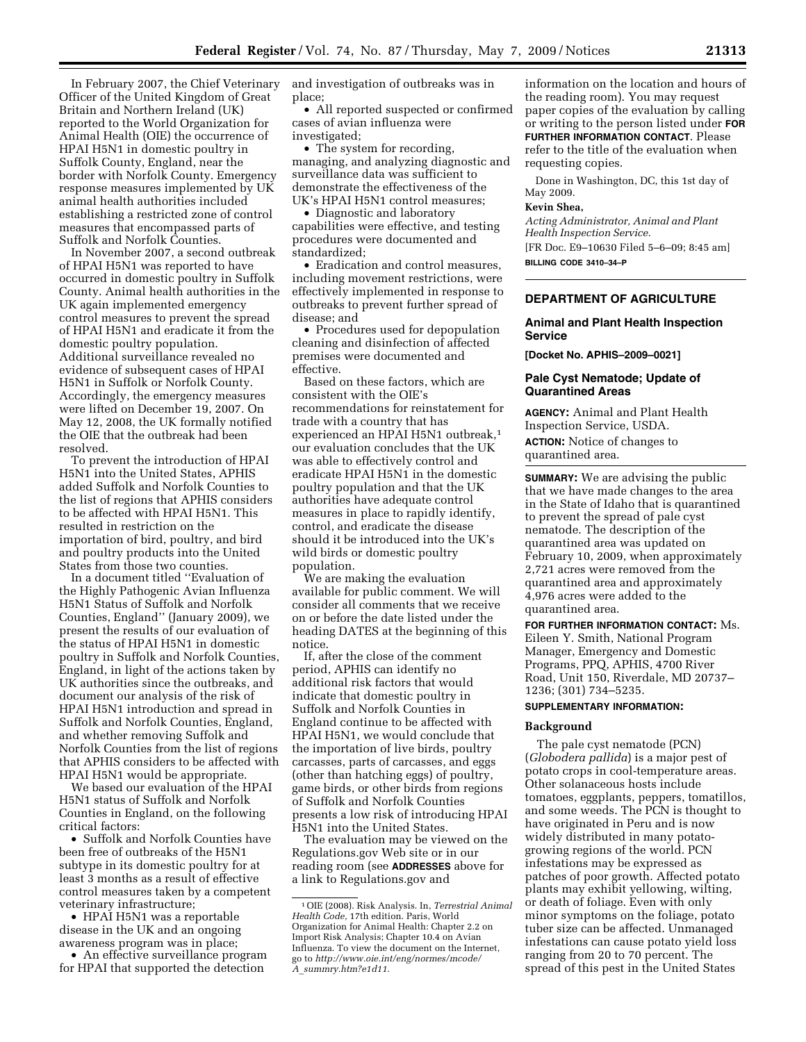In February 2007, the Chief Veterinary Officer of the United Kingdom of Great Britain and Northern Ireland (UK) reported to the World Organization for Animal Health (OIE) the occurrence of HPAI H5N1 in domestic poultry in Suffolk County, England, near the border with Norfolk County. Emergency response measures implemented by UK animal health authorities included establishing a restricted zone of control measures that encompassed parts of Suffolk and Norfolk Counties.

In November 2007, a second outbreak of HPAI H5N1 was reported to have occurred in domestic poultry in Suffolk County. Animal health authorities in the UK again implemented emergency control measures to prevent the spread of HPAI H5N1 and eradicate it from the domestic poultry population. Additional surveillance revealed no evidence of subsequent cases of HPAI H5N1 in Suffolk or Norfolk County. Accordingly, the emergency measures were lifted on December 19, 2007. On May 12, 2008, the UK formally notified the OIE that the outbreak had been resolved.

To prevent the introduction of HPAI H5N1 into the United States, APHIS added Suffolk and Norfolk Counties to the list of regions that APHIS considers to be affected with HPAI H5N1. This resulted in restriction on the importation of bird, poultry, and bird and poultry products into the United States from those two counties.

In a document titled ''Evaluation of the Highly Pathogenic Avian Influenza H5N1 Status of Suffolk and Norfolk Counties, England'' (January 2009), we present the results of our evaluation of the status of HPAI H5N1 in domestic poultry in Suffolk and Norfolk Counties, England, in light of the actions taken by UK authorities since the outbreaks, and document our analysis of the risk of HPAI H5N1 introduction and spread in Suffolk and Norfolk Counties, England, and whether removing Suffolk and Norfolk Counties from the list of regions that APHIS considers to be affected with HPAI H5N1 would be appropriate.

We based our evaluation of the HPAI H5N1 status of Suffolk and Norfolk Counties in England, on the following critical factors:

- Suffolk and Norfolk Counties have been free of outbreaks of the H5N1 subtype in its domestic poultry for at least 3 months as a result of effective control measures taken by a competent veterinary infrastructure;
- HPAI H5N1 was a reportable disease in the UK and an ongoing awareness program was in place;
- An effective surveillance program for HPAI that supported the detection and investigation of outbreaks was in place;
- All reported suspected or confirmed cases of avian influenza were investigated;
- The system for recording, managing, and analyzing diagnostic and surveillance data was sufficient to demonstrate the effectiveness of the UK's HPAI H5N1 control measures;
- Diagnostic and laboratory capabilities were effective, and testing procedures were documented and standardized;
- Eradication and control measures, including movement restrictions, were effectively implemented in response to outbreaks to prevent further spread of disease; and
- Procedures used for depopulation cleaning and disinfection of affected premises were documented and effective.

Based on these factors, which are consistent with the OIE's recommendations for reinstatement for trade with a country that has experienced an HPAI H5N1 outbreak,[1] our evaluation concludes that the UK was able to effectively control and eradicate HPAI H5N1 in the domestic poultry population and that the UK authorities have adequate control measures in place to rapidly identify, control, and eradicate the disease should it be introduced into the UK's wild birds or domestic poultry population.

We are making the evaluation available for public comment. We will consider all comments that we receive on or before the date listed under the heading DATES at the beginning of this notice.

If, after the close of the comment period, APHIS can identify no additional risk factors that would indicate that domestic poultry in Suffolk and Norfolk Counties in England continue to be affected with HPAI H5N1, we would conclude that the importation of live birds, poultry carcasses, parts of carcasses, and eggs (other than hatching eggs) of poultry, game birds, or other birds from regions of Suffolk and Norfolk Counties presents a low risk of introducing HPAI H5N1 into the United States.

The evaluation may be viewed on the Regulations.gov Web site or in our reading room (see **ADDRESSES** above for a link to Regulations.gov and information on the location and hours of the reading room). You may request paper copies of the evaluation by calling or writing to the person listed under **FOR FURTHER INFORMATION CONTACT**. Please refer to the title of the evaluation when requesting copies.

[1] OIE (2008). Risk Analysis. In, *Terrestrial Animal Health Code*, 17th edition. Paris, World Organization for Animal Health: Chapter 2.2 on Import Risk Analysis; Chapter 10.4 on Avian Influenza. To view the document on the Internet, go to *http://www.oie.int/eng/normes/mcode/A_summry.htm?e1d11*.

Done in Washington, DC, this 1st day of May 2009.

**Kevin Shea,**

*Acting Administrator, Animal and Plant Health Inspection Service.*

[FR Doc. E9–10630 Filed 5–6–09; 8:45 am]

**BILLING CODE 3410–34–P**

## DEPARTMENT OF AGRICULTURE

### Animal and Plant Health Inspection Service

**[Docket No. APHIS–2009–0021]**

### Pale Cyst Nematode; Update of Quarantined Areas

**AGENCY:** Animal and Plant Health Inspection Service, USDA.

**ACTION:** Notice of changes to quarantined area.

**SUMMARY:** We are advising the public that we have made changes to the area in the State of Idaho that is quarantined to prevent the spread of pale cyst nematode. The description of the quarantined area was updated on February 10, 2009, when approximately 2,721 acres were removed from the quarantined area and approximately 4,976 acres were added to the quarantined area.

**FOR FURTHER INFORMATION CONTACT:** Ms. Eileen Y. Smith, National Program Manager, Emergency and Domestic Programs, PPQ, APHIS, 4700 River Road, Unit 150, Riverdale, MD 20737–1236; (301) 734–5235.

**SUPPLEMENTARY INFORMATION:**

#### Background

The pale cyst nematode (PCN) (*Globodera pallida*) is a major pest of potato crops in cool-temperature areas. Other solanaceous hosts include tomatoes, eggplants, peppers, tomatillos, and some weeds. The PCN is thought to have originated in Peru and is now widely distributed in many potato-growing regions of the world. PCN infestations may be expressed as patches of poor growth. Affected potato plants may exhibit yellowing, wilting, or death of foliage. Even with only minor symptoms on the foliage, potato tuber size can be affected. Unmanaged infestations can cause potato yield loss ranging from 20 to 70 percent. The spread of this pest in the United States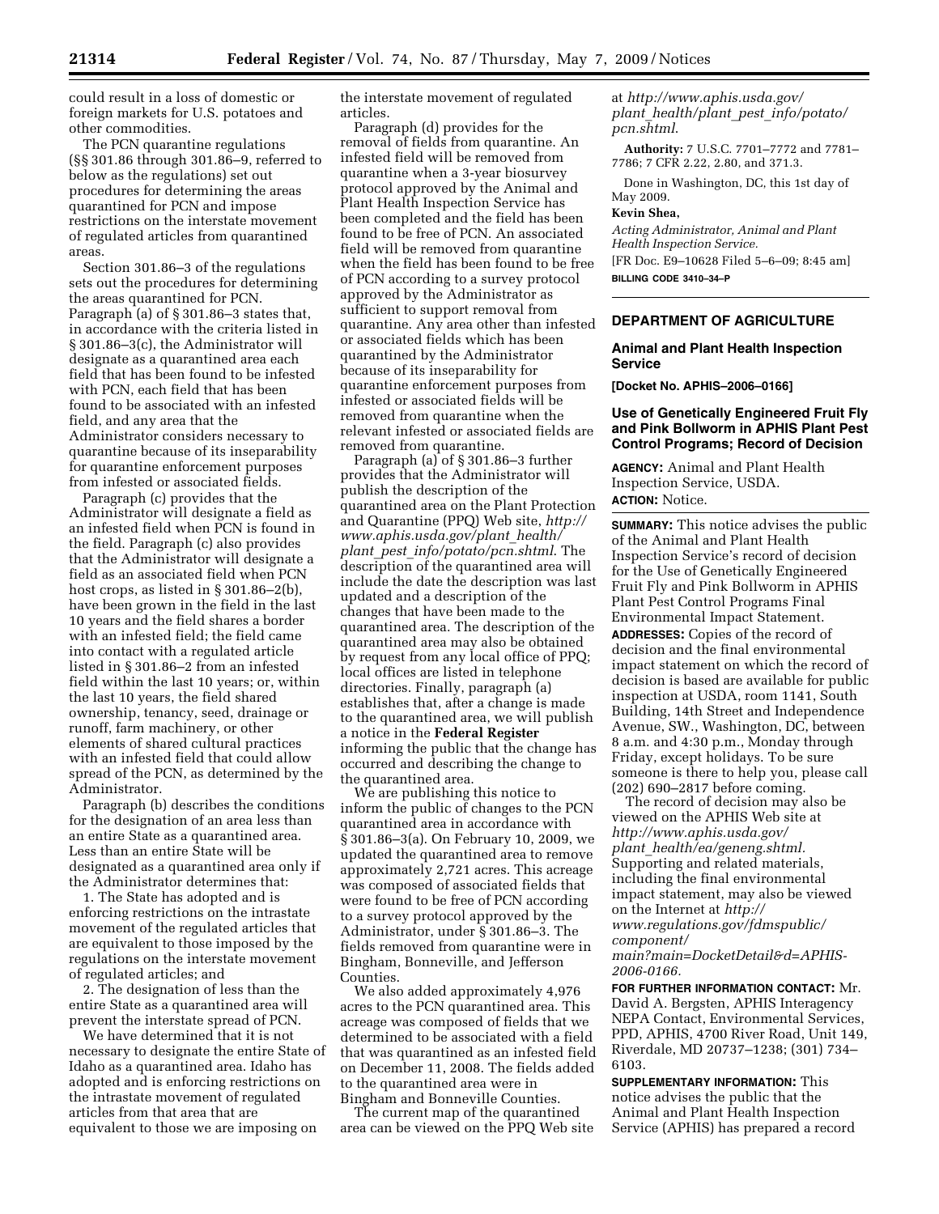could result in a loss of domestic or foreign markets for U.S. potatoes and other commodities.

The PCN quarantine regulations (§§ 301.86 through 301.86–9, referred to below as the regulations) set out procedures for determining the areas quarantined for PCN and impose restrictions on the interstate movement of regulated articles from quarantined areas.

Section 301.86–3 of the regulations sets out the procedures for determining the areas quarantined for PCN. Paragraph (a) of § 301.86–3 states that, in accordance with the criteria listed in § 301.86–3(c), the Administrator will designate as a quarantined area each field that has been found to be infested with PCN, each field that has been found to be associated with an infested field, and any area that the Administrator considers necessary to quarantine because of its inseparability for quarantine enforcement purposes from infested or associated fields.

Paragraph (c) provides that the Administrator will designate a field as an infested field when PCN is found in the field. Paragraph (c) also provides that the Administrator will designate a field as an associated field when PCN host crops, as listed in § 301.86–2(b), have been grown in the field in the last 10 years and the field shares a border with an infested field; the field came into contact with a regulated article listed in § 301.86–2 from an infested field within the last 10 years; or, within the last 10 years, the field shared ownership, tenancy, seed, drainage or runoff, farm machinery, or other elements of shared cultural practices with an infested field that could allow spread of the PCN, as determined by the Administrator.

Paragraph (b) describes the conditions for the designation of an area less than an entire State as a quarantined area. Less than an entire State will be designated as a quarantined area only if the Administrator determines that:

1. The State has adopted and is enforcing restrictions on the intrastate movement of the regulated articles that are equivalent to those imposed by the regulations on the interstate movement of regulated articles; and

2. The designation of less than the entire State as a quarantined area will prevent the interstate spread of PCN.

We have determined that it is not necessary to designate the entire State of Idaho as a quarantined area. Idaho has adopted and is enforcing restrictions on the intrastate movement of regulated articles from that area that are equivalent to those we are imposing on the interstate movement of regulated articles.

Paragraph (d) provides for the removal of fields from quarantine. An infested field will be removed from quarantine when a 3-year biosurvey protocol approved by the Animal and Plant Health Inspection Service has been completed and the field has been found to be free of PCN. An associated field will be removed from quarantine when the field has been found to be free of PCN according to a survey protocol approved by the Administrator as sufficient to support removal from quarantine. Any area other than infested or associated fields which has been quarantined by the Administrator because of its inseparability for quarantine enforcement purposes from infested or associated fields will be removed from quarantine when the relevant infested or associated fields are removed from quarantine.

Paragraph (a) of § 301.86–3 further provides that the Administrator will publish the description of the quarantined area on the Plant Protection and Quarantine (PPQ) Web site, *http://www.aphis.usda.gov/plant_health/plant_pest_info/potato/pcn.shtml*. The description of the quarantined area will include the date the description was last updated and a description of the changes that have been made to the quarantined area. The description of the quarantined area may also be obtained by request from any local office of PPQ; local offices are listed in telephone directories. Finally, paragraph (a) establishes that, after a change is made to the quarantined area, we will publish a notice in the **Federal Register** informing the public that the change has occurred and describing the change to the quarantined area.

We are publishing this notice to inform the public of changes to the PCN quarantined area in accordance with § 301.86–3(a). On February 10, 2009, we updated the quarantined area to remove approximately 2,721 acres. This acreage was composed of associated fields that were found to be free of PCN according to a survey protocol approved by the Administrator, under § 301.86–3. The fields removed from quarantine were in Bingham, Bonneville, and Jefferson Counties.

We also added approximately 4,976 acres to the PCN quarantined area. This acreage was composed of fields that we determined to be associated with a field that was quarantined as an infested field on December 11, 2008. The fields added to the quarantined area were in Bingham and Bonneville Counties.

The current map of the quarantined area can be viewed on the PPQ Web site at *http://www.aphis.usda.gov/plant_health/plant_pest_info/potato/pcn.shtml*.

**Authority:** 7 U.S.C. 7701–7772 and 7781–7786; 7 CFR 2.22, 2.80, and 371.3.

Done in Washington, DC, this 1st day of May 2009.

**Kevin Shea,**

*Acting Administrator, Animal and Plant Health Inspection Service.*

[FR Doc. E9–10628 Filed 5–6–09; 8:45 am]

**BILLING CODE 3410–34–P**

## DEPARTMENT OF AGRICULTURE

### Animal and Plant Health Inspection Service

**[Docket No. APHIS–2006–0166]**

### Use of Genetically Engineered Fruit Fly and Pink Bollworm in APHIS Plant Pest Control Programs; Record of Decision

**AGENCY:** Animal and Plant Health Inspection Service, USDA.

**ACTION:** Notice.

**SUMMARY:** This notice advises the public of the Animal and Plant Health Inspection Service's record of decision for the Use of Genetically Engineered Fruit Fly and Pink Bollworm in APHIS Plant Pest Control Programs Final Environmental Impact Statement.

**ADDRESSES:** Copies of the record of decision and the final environmental impact statement on which the record of decision is based are available for public inspection at USDA, room 1141, South Building, 14th Street and Independence Avenue, SW., Washington, DC, between 8 a.m. and 4:30 p.m., Monday through Friday, except holidays. To be sure someone is there to help you, please call (202) 690–2817 before coming.

The record of decision may also be viewed on the APHIS Web site at *http://www.aphis.usda.gov/plant_health/ea/geneng.shtml*. Supporting and related materials, including the final environmental impact statement, may also be viewed on the Internet at *http://www.regulations.gov/fdmspublic/component/main?main=DocketDetail&d=APHIS-2006-0166*.

**FOR FURTHER INFORMATION CONTACT:** Mr. David A. Bergsten, APHIS Interagency NEPA Contact, Environmental Services, PPD, APHIS, 4700 River Road, Unit 149, Riverdale, MD 20737–1238; (301) 734–6103.

**SUPPLEMENTARY INFORMATION:** This notice advises the public that the Animal and Plant Health Inspection Service (APHIS) has prepared a record